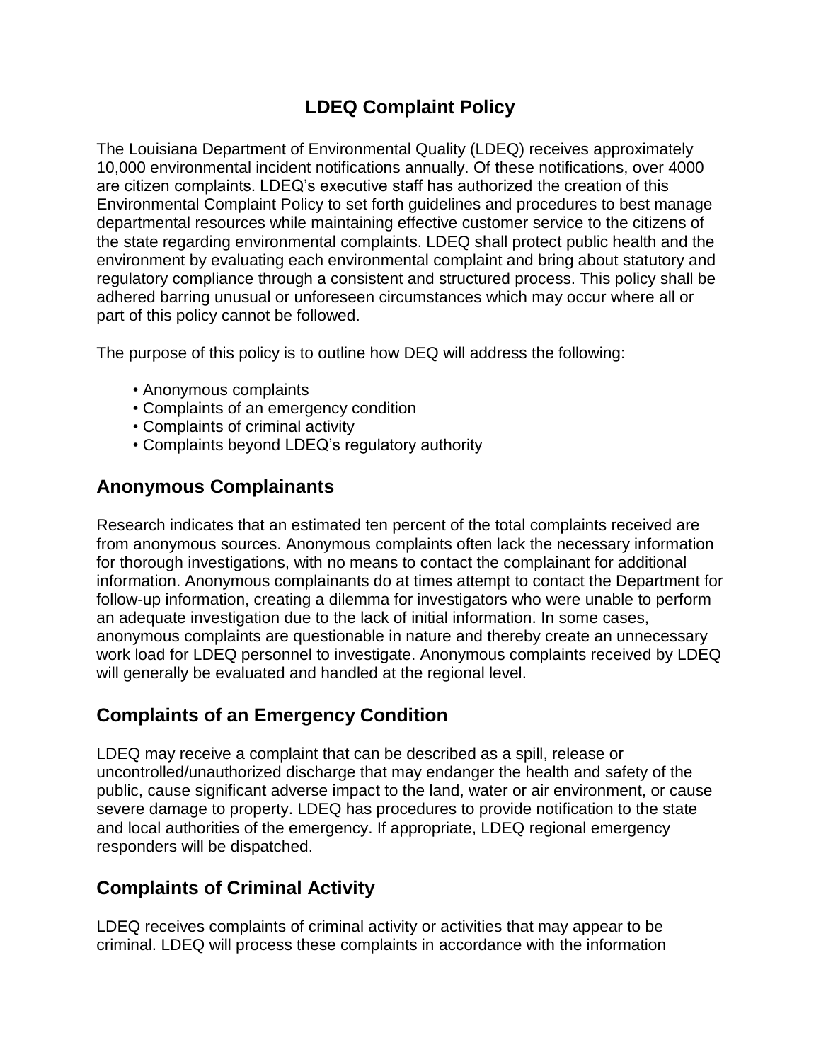# LDEQ Complaint Policy

The Louisiana Department of Environmental Quality (LDEQ) receives approximately 10,000 environmental incident notifications annually. Of these notifications, over 4000 are citizen complaints. LDEQ's executive staff has authorized the creation of this Environmental Complaint Policy to set forth guidelines and procedures to best manage departmental resources while maintaining effective customer service to the citizens of the state regarding environmental complaints. LDEQ shall protect public health and the environment by evaluating each environmental complaint and bring about statutory and regulatory compliance through a consistent and structured process. This policy shall be adhered barring unusual or unforeseen circumstances which may occur where all or part of this policy cannot be followed.

The purpose of this policy is to outline how DEQ will address the following:

- Anonymous complaints
- Complaints of an emergency condition
- Complaints of criminal activity
- Complaints beyond LDEQ's regulatory authority

## Anonymous Complainants

Research indicates that an estimated ten percent of the total complaints received are from anonymous sources. Anonymous complaints often lack the necessary information for thorough investigations, with no means to contact the complainant for additional information. Anonymous complainants do at times attempt to contact the Department for follow-up information, creating a dilemma for investigators who were unable to perform an adequate investigation due to the lack of initial information. In some cases, anonymous complaints are questionable in nature and thereby create an unnecessary work load for LDEQ personnel to investigate. Anonymous complaints received by LDEQ will generally be evaluated and handled at the regional level.

## Complaints of an Emergency Condition

LDEQ may receive a complaint that can be described as a spill, release or uncontrolled/unauthorized discharge that may endanger the health and safety of the public, cause significant adverse impact to the land, water or air environment, or cause severe damage to property. LDEQ has procedures to provide notification to the state and local authorities of the emergency. If appropriate, LDEQ regional emergency responders will be dispatched.

## Complaints of Criminal Activity

LDEQ receives complaints of criminal activity or activities that may appear to be criminal. LDEQ will process these complaints in accordance with the information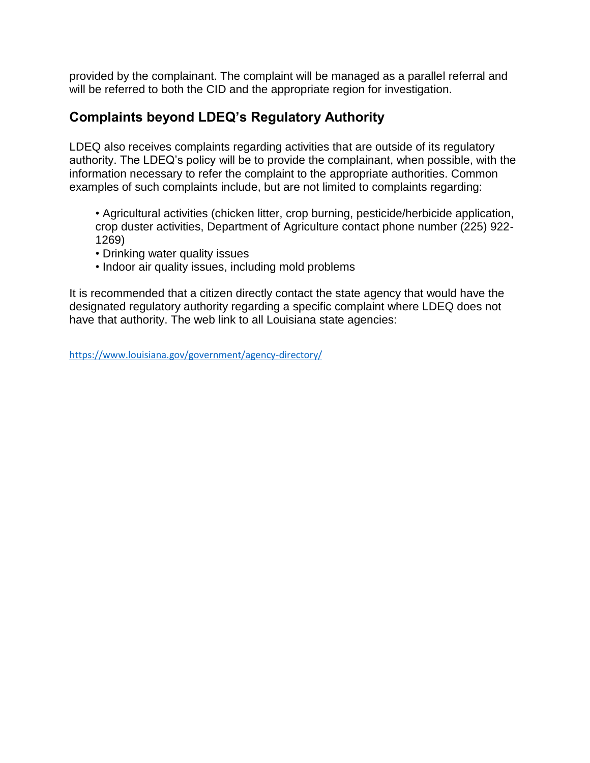provided by the complainant. The complaint will be managed as a parallel referral and will be referred to both the CID and the appropriate region for investigation.

## Complaints beyond LDEQ's Regulatory Authority

LDEQ also receives complaints regarding activities that are outside of its regulatory authority. The LDEQ's policy will be to provide the complainant, when possible, with the information necessary to refer the complaint to the appropriate authorities. Common examples of such complaints include, but are not limited to complaints regarding:

- Agricultural activities (chicken litter, crop burning, pesticide/herbicide application, crop duster activities, Department of Agriculture contact phone number (225) 922-1269)
- Drinking water quality issues
- Indoor air quality issues, including mold problems

It is recommended that a citizen directly contact the state agency that would have the designated regulatory authority regarding a specific complaint where LDEQ does not have that authority. The web link to all Louisiana state agencies:

https://www.louisiana.gov/government/agency-directory/